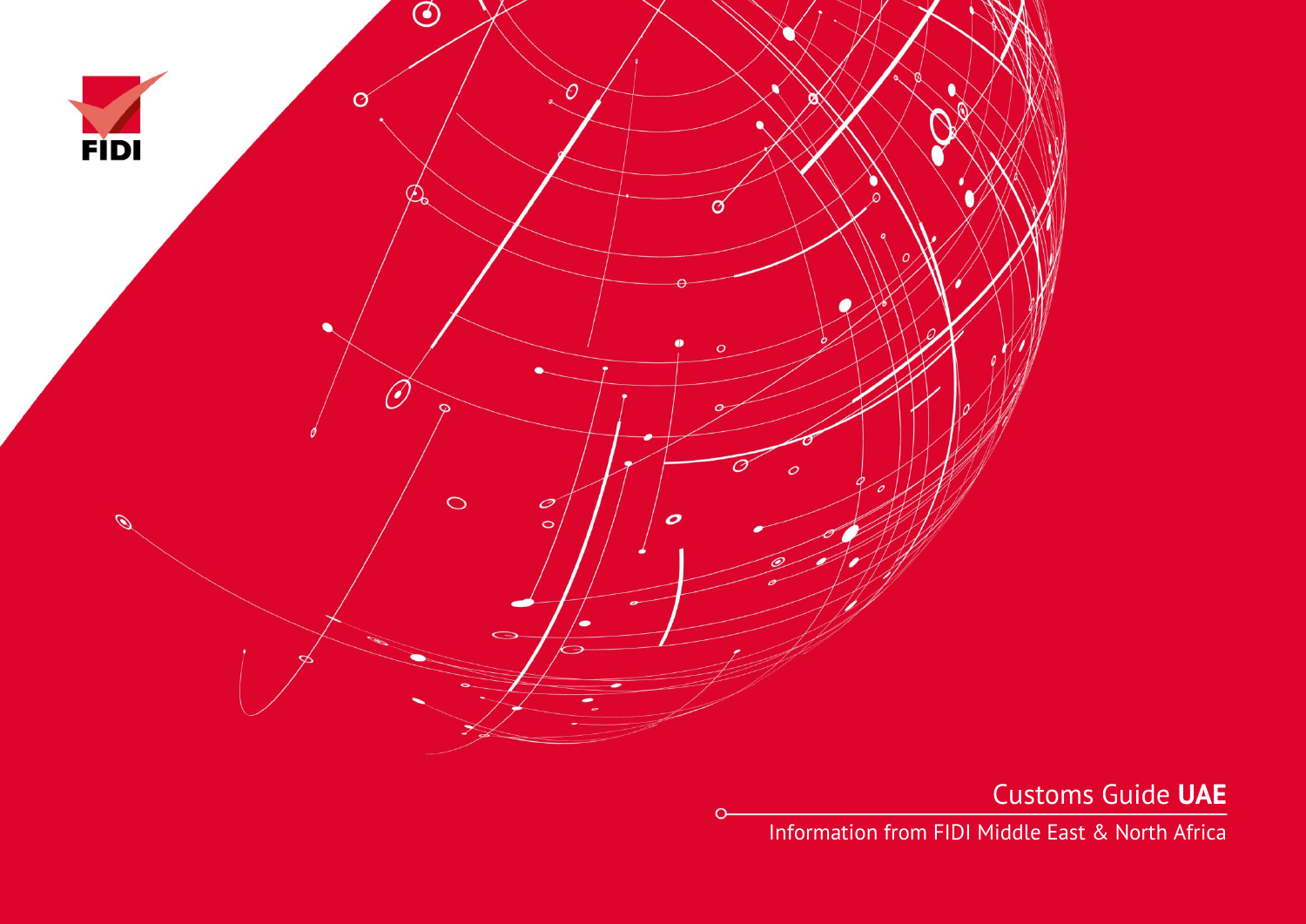FIDI

# Customs Guide **UAE**

Information from FIDI Middle East & North Africa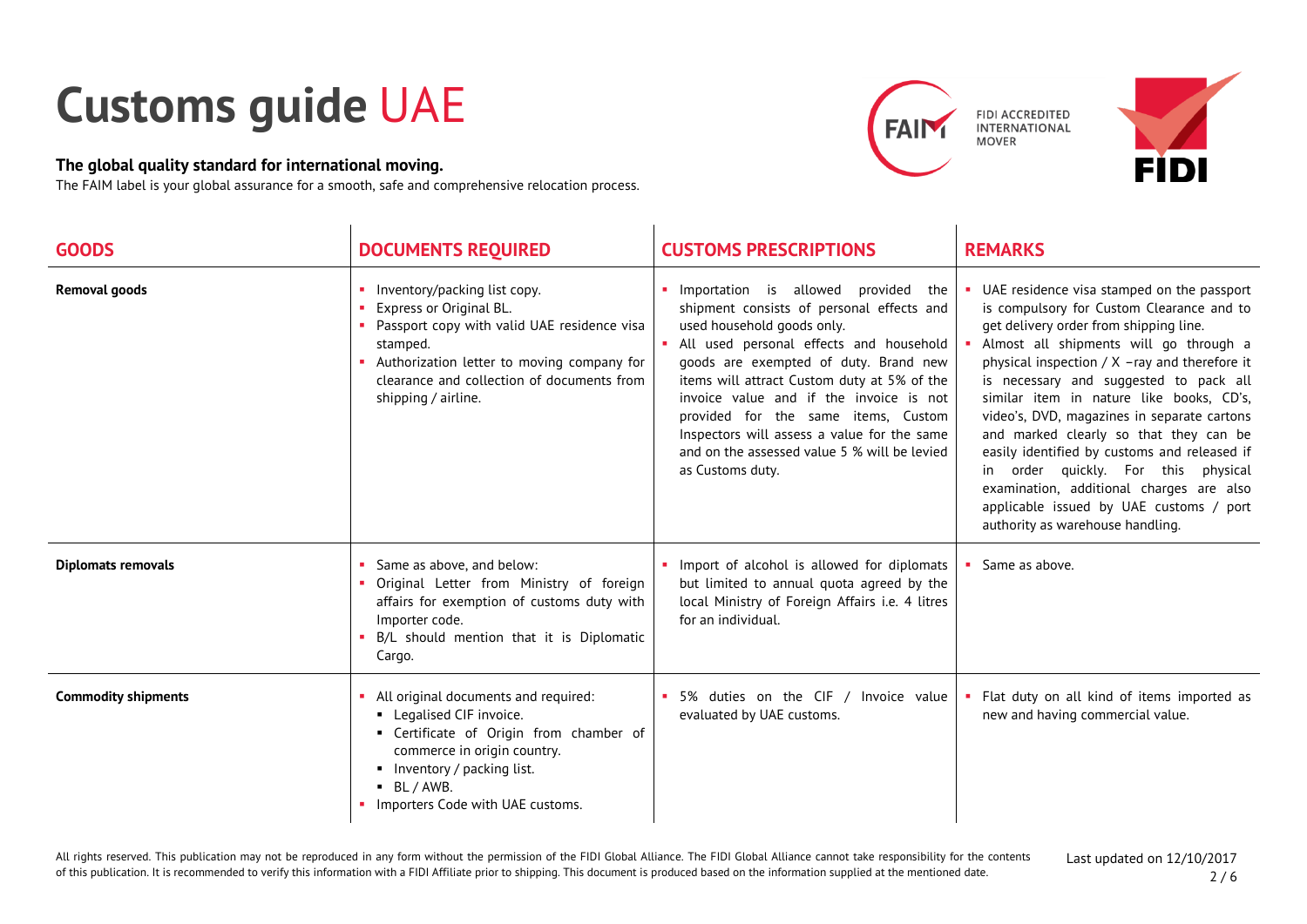# Customs guide UAE

**The global quality standard for international moving.**

The FAIM label is your global assurance for a smooth, safe and comprehensive relocation process.

| GOODS | DOCUMENTS REQUIRED | CUSTOMS PRESCRIPTIONS | REMARKS |
|---|---|---|---|
| **Removal goods** | ▪ Inventory/packing list copy.<br>▪ Express or Original BL.<br>▪ Passport copy with valid UAE residence visa stamped.<br>▪ Authorization letter to moving company for clearance and collection of documents from shipping / airline. | ▪ Importation is allowed provided the shipment consists of personal effects and used household goods only.<br>▪ All used personal effects and household goods are exempted of duty. Brand new items will attract Custom duty at 5% of the invoice value and if the invoice is not provided for the same items, Custom Inspectors will assess a value for the same and on the assessed value 5 % will be levied as Customs duty. | ▪ UAE residence visa stamped on the passport is compulsory for Custom Clearance and to get delivery order from shipping line.<br>▪ Almost all shipments will go through a physical inspection / X –ray and therefore it is necessary and suggested to pack all similar item in nature like books, CD's, video's, DVD, magazines in separate cartons and marked clearly so that they can be easily identified by customs and released if in order quickly. For this physical examination, additional charges are also applicable issued by UAE customs / port authority as warehouse handling. |
| **Diplomats removals** | ▪ Same as above, and below:<br>▪ Original Letter from Ministry of foreign affairs for exemption of customs duty with Importer code.<br>▪ B/L should mention that it is Diplomatic Cargo. | ▪ Import of alcohol is allowed for diplomats but limited to annual quota agreed by the local Ministry of Foreign Affairs i.e. 4 litres for an individual. | ▪ Same as above. |
| **Commodity shipments** | ▪ All original documents and required:<br>&nbsp;&nbsp;▪ Legalised CIF invoice.<br>&nbsp;&nbsp;▪ Certificate of Origin from chamber of commerce in origin country.<br>&nbsp;&nbsp;▪ Inventory / packing list.<br>&nbsp;&nbsp;▪ BL / AWB.<br>▪ Importers Code with UAE customs. | ▪ 5% duties on the CIF / Invoice value evaluated by UAE customs. | ▪ Flat duty on all kind of items imported as new and having commercial value. |

All rights reserved. This publication may not be reproduced in any form without the permission of the FIDI Global Alliance. The FIDI Global Alliance cannot take responsibility for the contents of this publication. It is recommended to verify this information with a FIDI Affiliate prior to shipping. This document is produced based on the information supplied at the mentioned date.

Last updated on 12/10/2017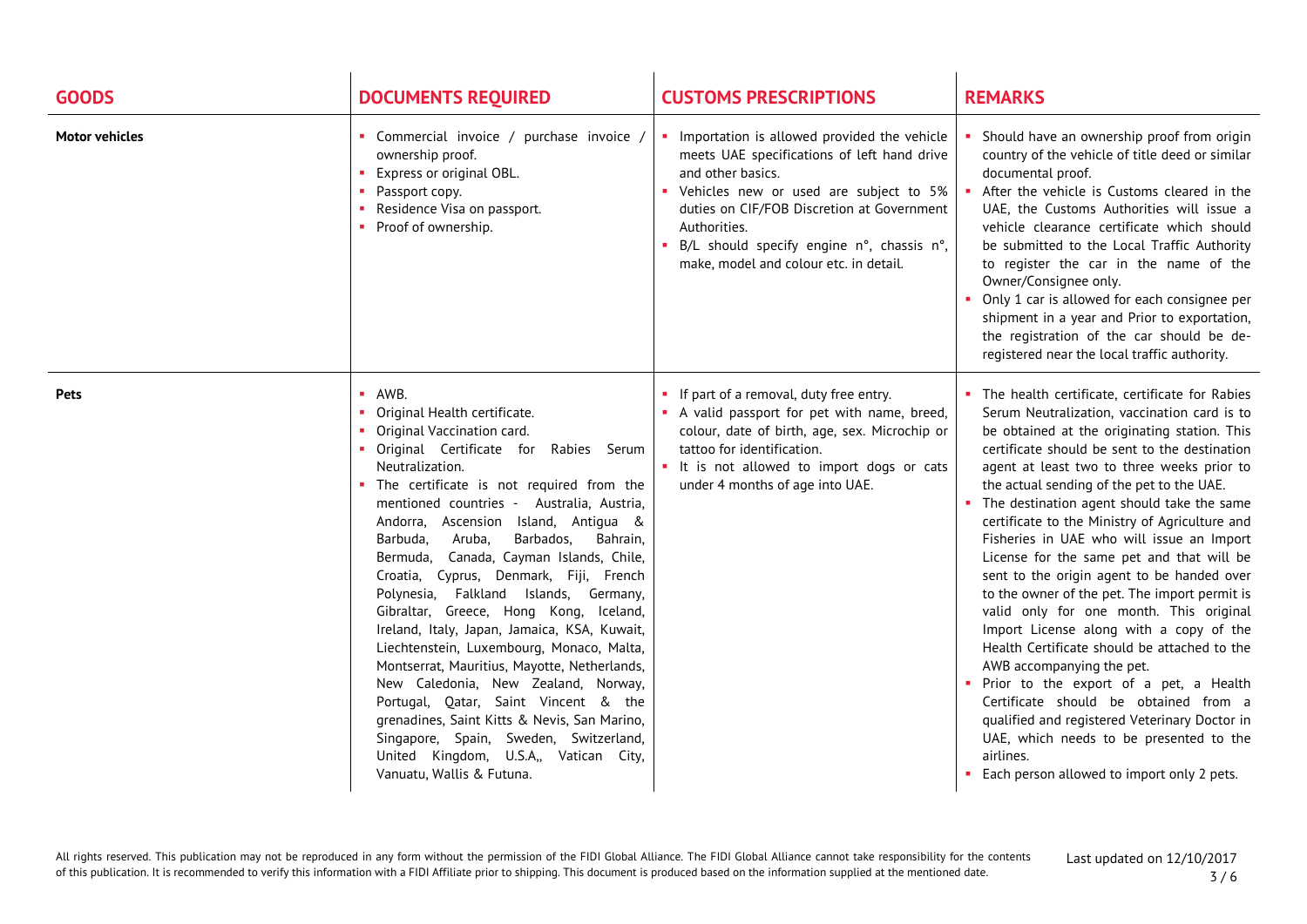| GOODS | DOCUMENTS REQUIRED | CUSTOMS PRESCRIPTIONS | REMARKS |
|---|---|---|---|
| **Motor vehicles** | • Commercial invoice / purchase invoice / ownership proof.<br>• Express or original OBL.<br>• Passport copy.<br>• Residence Visa on passport.<br>• Proof of ownership. | • Importation is allowed provided the vehicle meets UAE specifications of left hand drive and other basics.<br>• Vehicles new or used are subject to 5% duties on CIF/FOB Discretion at Government Authorities.<br>• B/L should specify engine n°, chassis n°, make, model and colour etc. in detail. | • Should have an ownership proof from origin country of the vehicle of title deed or similar documental proof.<br>• After the vehicle is Customs cleared in the UAE, the Customs Authorities will issue a vehicle clearance certificate which should be submitted to the Local Traffic Authority to register the car in the name of the Owner/Consignee only.<br>• Only 1 car is allowed for each consignee per shipment in a year and Prior to exportation, the registration of the car should be de-registered near the local traffic authority. |
| **Pets** | • AWB.<br>• Original Health certificate.<br>• Original Vaccination card.<br>• Original Certificate for Rabies Serum Neutralization.<br>• The certificate is not required from the mentioned countries - Australia, Austria, Andorra, Ascension Island, Antigua & Barbuda, Aruba, Barbados, Bahrain, Bermuda, Canada, Cayman Islands, Chile, Croatia, Cyprus, Denmark, Fiji, French Polynesia, Falkland Islands, Germany, Gibraltar, Greece, Hong Kong, Iceland, Ireland, Italy, Japan, Jamaica, KSA, Kuwait, Liechtenstein, Luxembourg, Monaco, Malta, Montserrat, Mauritius, Mayotte, Netherlands, New Caledonia, New Zealand, Norway, Portugal, Qatar, Saint Vincent & the grenadines, Saint Kitts & Nevis, San Marino, Singapore, Spain, Sweden, Switzerland, United Kingdom, U.S.A,, Vatican City, Vanuatu, Wallis & Futuna. | • If part of a removal, duty free entry.<br>• A valid passport for pet with name, breed, colour, date of birth, age, sex. Microchip or tattoo for identification.<br>• It is not allowed to import dogs or cats under 4 months of age into UAE. | • The health certificate, certificate for Rabies Serum Neutralization, vaccination card is to be obtained at the originating station. This certificate should be sent to the destination agent at least two to three weeks prior to the actual sending of the pet to the UAE.<br>• The destination agent should take the same certificate to the Ministry of Agriculture and Fisheries in UAE who will issue an Import License for the same pet and that will be sent to the origin agent to be handed over to the owner of the pet. The import permit is valid only for one month. This original Import License along with a copy of the Health Certificate should be attached to the AWB accompanying the pet.<br>• Prior to the export of a pet, a Health Certificate should be obtained from a qualified and registered Veterinary Doctor in UAE, which needs to be presented to the airlines.<br>• Each person allowed to import only 2 pets. |

All rights reserved. This publication may not be reproduced in any form without the permission of the FIDI Global Alliance. The FIDI Global Alliance cannot take responsibility for the contents of this publication. It is recommended to verify this information with a FIDI Affiliate prior to shipping. This document is produced based on the information supplied at the mentioned date.

Last updated on 12/10/2017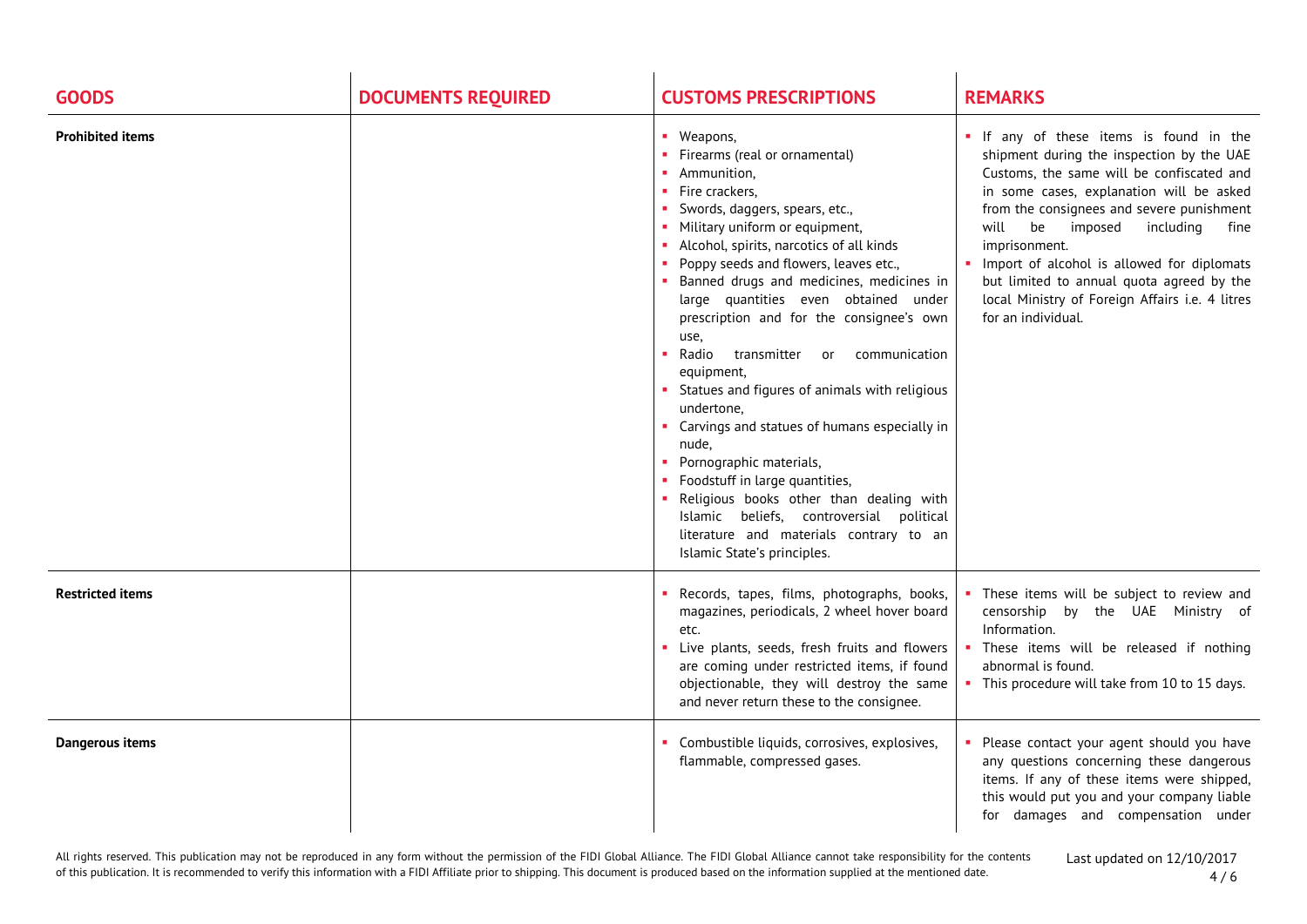| GOODS | DOCUMENTS REQUIRED | CUSTOMS PRESCRIPTIONS | REMARKS |
|---|---|---|---|
| **Prohibited items** | | ▪ Weapons,<br>▪ Firearms (real or ornamental)<br>▪ Ammunition,<br>▪ Fire crackers,<br>▪ Swords, daggers, spears, etc.,<br>▪ Military uniform or equipment,<br>▪ Alcohol, spirits, narcotics of all kinds<br>▪ Poppy seeds and flowers, leaves etc.,<br>▪ Banned drugs and medicines, medicines in large quantities even obtained under prescription and for the consignee's own use,<br>▪ Radio transmitter or communication equipment,<br>▪ Statues and figures of animals with religious undertone,<br>▪ Carvings and statues of humans especially in nude,<br>▪ Pornographic materials,<br>▪ Foodstuff in large quantities,<br>▪ Religious books other than dealing with Islamic beliefs, controversial political literature and materials contrary to an Islamic State's principles. | ▪ If any of these items is found in the shipment during the inspection by the UAE Customs, the same will be confiscated and in some cases, explanation will be asked from the consignees and severe punishment will be imposed including fine imprisonment.<br>▪ Import of alcohol is allowed for diplomats but limited to annual quota agreed by the local Ministry of Foreign Affairs i.e. 4 litres for an individual. |
| **Restricted items** | | ▪ Records, tapes, films, photographs, books, magazines, periodicals, 2 wheel hover board etc.<br>▪ Live plants, seeds, fresh fruits and flowers are coming under restricted items, if found objectionable, they will destroy the same and never return these to the consignee. | ▪ These items will be subject to review and censorship by the UAE Ministry of Information.<br>▪ These items will be released if nothing abnormal is found.<br>▪ This procedure will take from 10 to 15 days. |
| **Dangerous items** | | ▪ Combustible liquids, corrosives, explosives, flammable, compressed gases. | ▪ Please contact your agent should you have any questions concerning these dangerous items. If any of these items were shipped, this would put you and your company liable for damages and compensation under |

All rights reserved. This publication may not be reproduced in any form without the permission of the FIDI Global Alliance. The FIDI Global Alliance cannot take responsibility for the contents of this publication. It is recommended to verify this information with a FIDI Affiliate prior to shipping. This document is produced based on the information supplied at the mentioned date.

Last updated on 12/10/2017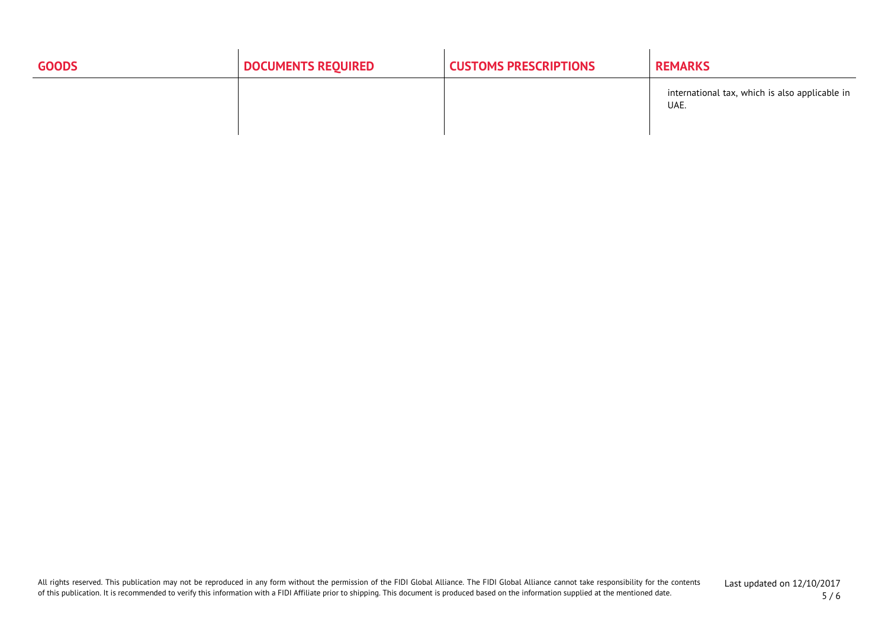| GOODS | DOCUMENTS REQUIRED | CUSTOMS PRESCRIPTIONS | REMARKS |
| --- | --- | --- | --- |
| | | | international tax, which is also applicable in UAE. |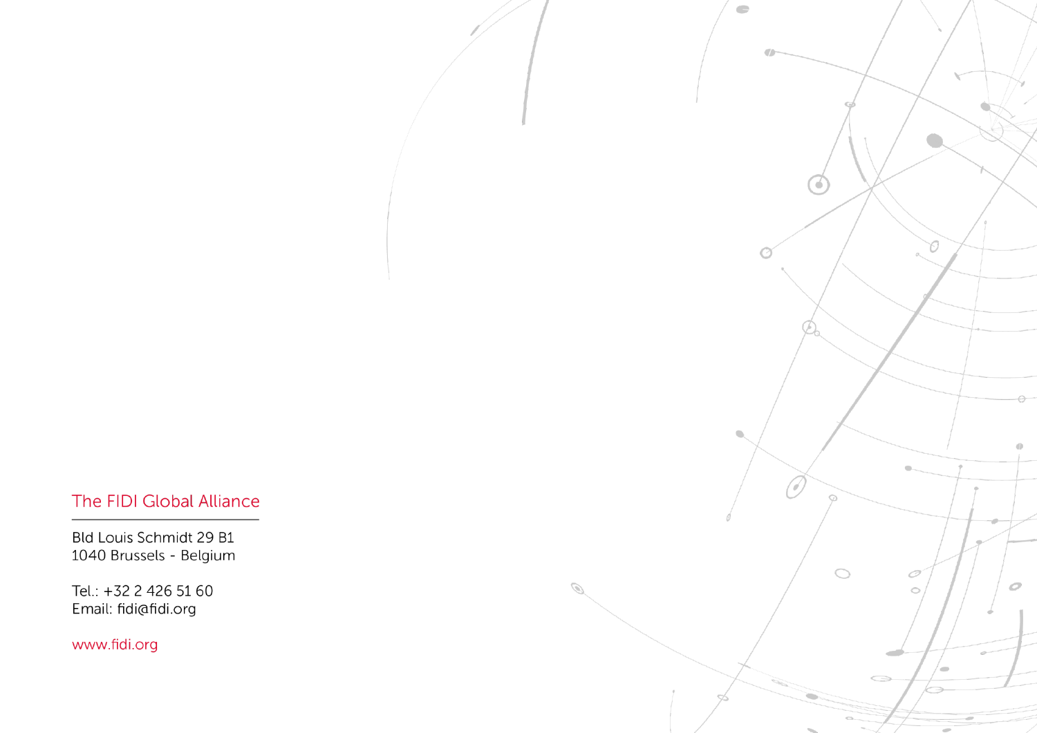The FIDI Global Alliance

Bld Louis Schmidt 29 B1
1040 Brussels - Belgium

Tel.: +32 2 426 51 60
Email: fidi@fidi.org

www.fidi.org